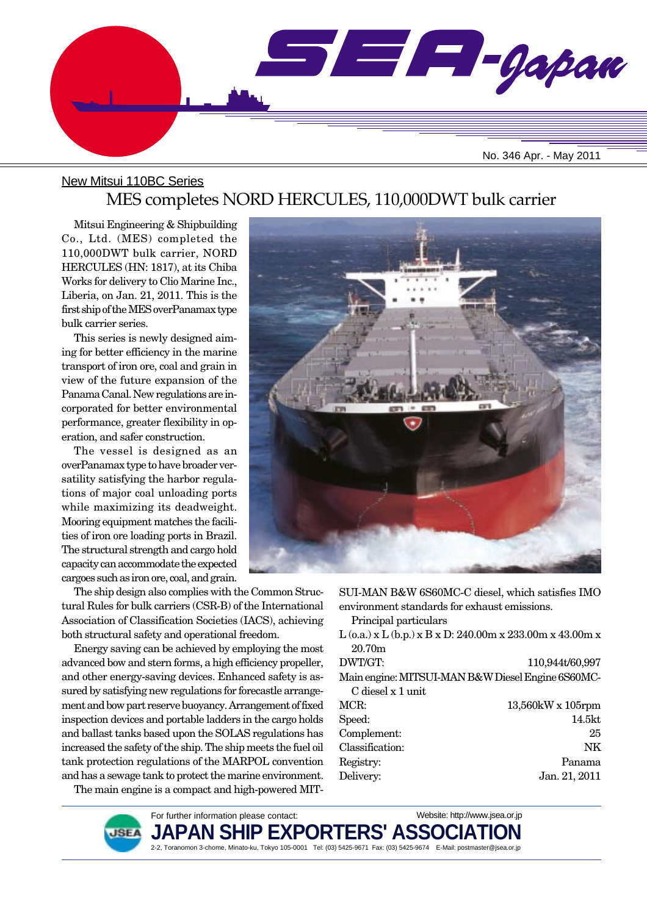# SEA-Japan

No. 346 Apr. - May 2011

New Mitsui 110BC Series

## MES completes NORD HERCULES, 110,000DWT bulk carrier

Mitsui Engineering & Shipbuilding Co., Ltd. (MES) completed the 110,000DWT bulk carrier, NORD HERCULES (HN: 1817), at its Chiba Works for delivery to Clio Marine Inc., Liberia, on Jan. 21, 2011. This is the first ship of the MES overPanamax type bulk carrier series.

This series is newly designed aiming for better efficiency in the marine transport of iron ore, coal and grain in view of the future expansion of the Panama Canal. New regulations are incorporated for better environmental performance, greater flexibility in operation, and safer construction.

The vessel is designed as an overPanamax type to have broader versatility satisfying the harbor regulations of major coal unloading ports while maximizing its deadweight. Mooring equipment matches the facilities of iron ore loading ports in Brazil. The structural strength and cargo hold capacity can accommodate the expected cargoes such as iron ore, coal, and grain.

The ship design also complies with the Common Structural Rules for bulk carriers (CSR-B) of the International Association of Classification Societies (IACS), achieving both structural safety and operational freedom.

Energy saving can be achieved by employing the most advanced bow and stern forms, a high efficiency propeller, and other energy-saving devices. Enhanced safety is assured by satisfying new regulations for forecastle arrangement and bow part reserve buoyancy. Arrangement of fixed inspection devices and portable ladders in the cargo holds and ballast tanks based upon the SOLAS regulations has increased the safety of the ship. The ship meets the fuel oil tank protection regulations of the MARPOL convention and has a sewage tank to protect the marine environment.

The main engine is a compact and high-powered MITSUI-MAN B&W 6S60MC-C diesel, which satisfies IMO environment standards for exhaust emissions.

Principal particulars

L (o.a.) x L (b.p.) x B x D: 240.00m x 233.00m x 43.00m x 20.70m

DWT/GT: 110,944t/60,997

Main engine: MITSUI-MAN B&W Diesel Engine 6S60MC-C diesel x 1 unit

MCR: 13,560kW x 105rpm

Speed: 14.5kt

Complement: 25

Classification: NK

Registry: Panama

Delivery: Jan. 21, 2011

For further information please contact:

**JAPAN SHIP EXPORTERS' ASSOCIATION**

Website: http://www.jsea.or.jp

2-2, Toranomon 3-chome, Minato-ku, Tokyo 105-0001 Tel: (03) 5425-9671 Fax: (03) 5425-9674 E-Mail: postmaster@jsea.or.jp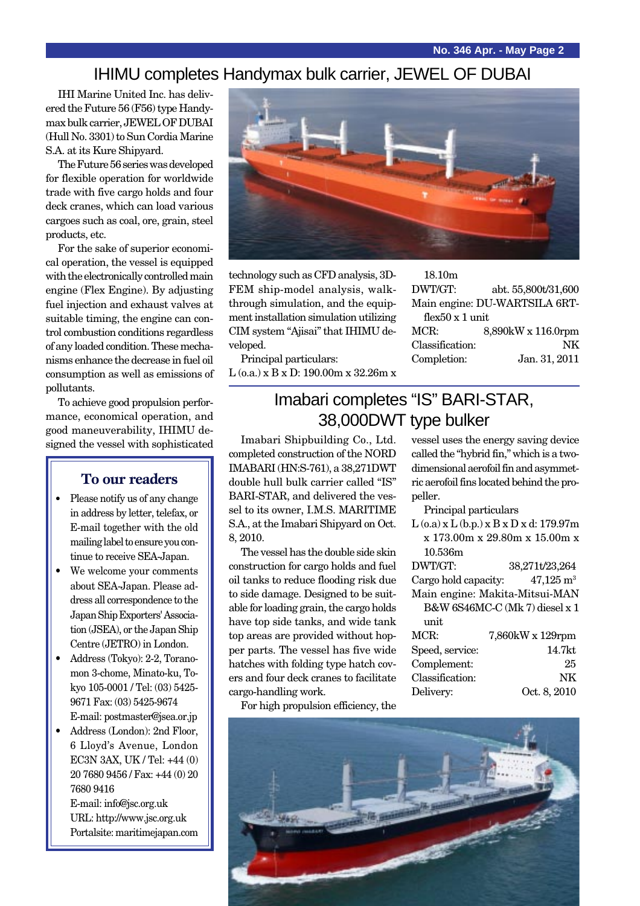# IHIMU completes Handymax bulk carrier, JEWEL OF DUBAI

IHI Marine United Inc. has delivered the Future 56 (F56) type Handymax bulk carrier, JEWEL OF DUBAI (Hull No. 3301) to Sun Cordia Marine S.A. at its Kure Shipyard.

The Future 56 series was developed for flexible operation for worldwide trade with five cargo holds and four deck cranes, which can load various cargoes such as coal, ore, grain, steel products, etc.

For the sake of superior economical operation, the vessel is equipped with the electronically controlled main engine (Flex Engine). By adjusting fuel injection and exhaust valves at suitable timing, the engine can control combustion conditions regardless of any loaded condition. These mechanisms enhance the decrease in fuel oil consumption as well as emissions of pollutants.

To achieve good propulsion performance, economical operation, and good maneuverability, IHIMU designed the vessel with sophisticated technology such as CFD analysis, 3D-FEM ship-model analysis, walk-through simulation, and the equipment installation simulation utilizing CIM system "Ajisai" that IHIMU developed.

Principal particulars:

L (o.a.) x B x D: 190.00m x 32.26m x 18.10m
DWT/GT: abt. 55,800t/31,600
Main engine: DU-WARTSILA 6RT-flex50 x 1 unit
MCR: 8,890kW x 116.0rpm
Classification: NK
Completion: Jan. 31, 2011

## To our readers

- Please notify us of any change in address by letter, telefax, or E-mail together with the old mailing label to ensure you continue to receive SEA-Japan.
- We welcome your comments about SEA-Japan. Please address all correspondence to the Japan Ship Exporters' Association (JSEA), or the Japan Ship Centre (JETRO) in London.
- Address (Tokyo): 2-2, Toranomon 3-chome, Minato-ku, Tokyo 105-0001 / Tel: (03) 5425-9671 Fax: (03) 5425-9674
  E-mail: postmaster@jsea.or.jp
- Address (London): 2nd Floor, 6 Lloyd's Avenue, London EC3N 3AX, UK / Tel: +44 (0) 20 7680 9456 / Fax: +44 (0) 20 7680 9416
  E-mail: info@jsc.org.uk
  URL: http://www.jsc.org.uk
  Portalsite: maritimejapan.com

# Imabari completes "IS" BARI-STAR, 38,000DWT type bulker

Imabari Shipbuilding Co., Ltd. completed construction of the NORD IMABARI (HN:S-761), a 38,271DWT double hull bulk carrier called "IS" BARI-STAR, and delivered the vessel to its owner, I.M.S. MARITIME S.A., at the Imabari Shipyard on Oct. 8, 2010.

The vessel has the double side skin construction for cargo holds and fuel oil tanks to reduce flooding risk due to side damage. Designed to be suitable for loading grain, the cargo holds have top side tanks, and wide tank top areas are provided without hopper parts. The vessel has five wide hatches with folding type hatch covers and four deck cranes to facilitate cargo-handling work.

For high propulsion efficiency, the vessel uses the energy saving device called the "hybrid fin," which is a two-dimensional aerofoil fin and asymmetric aerofoil fins located behind the propeller.

Principal particulars

L (o.a) x L (b.p.) x B x D x d: 179.97m x 173.00m x 29.80m x 15.00m x 10.536m
DWT/GT: 38,271t/23,264
Cargo hold capacity: 47,125 m$^3$
Main engine: Makita-Mitsui-MAN B&W 6S46MC-C (Mk 7) diesel x 1 unit
MCR: 7,860kW x 129rpm
Speed, service: 14.7kt
Complement: 25
Classification: NK
Delivery: Oct. 8, 2010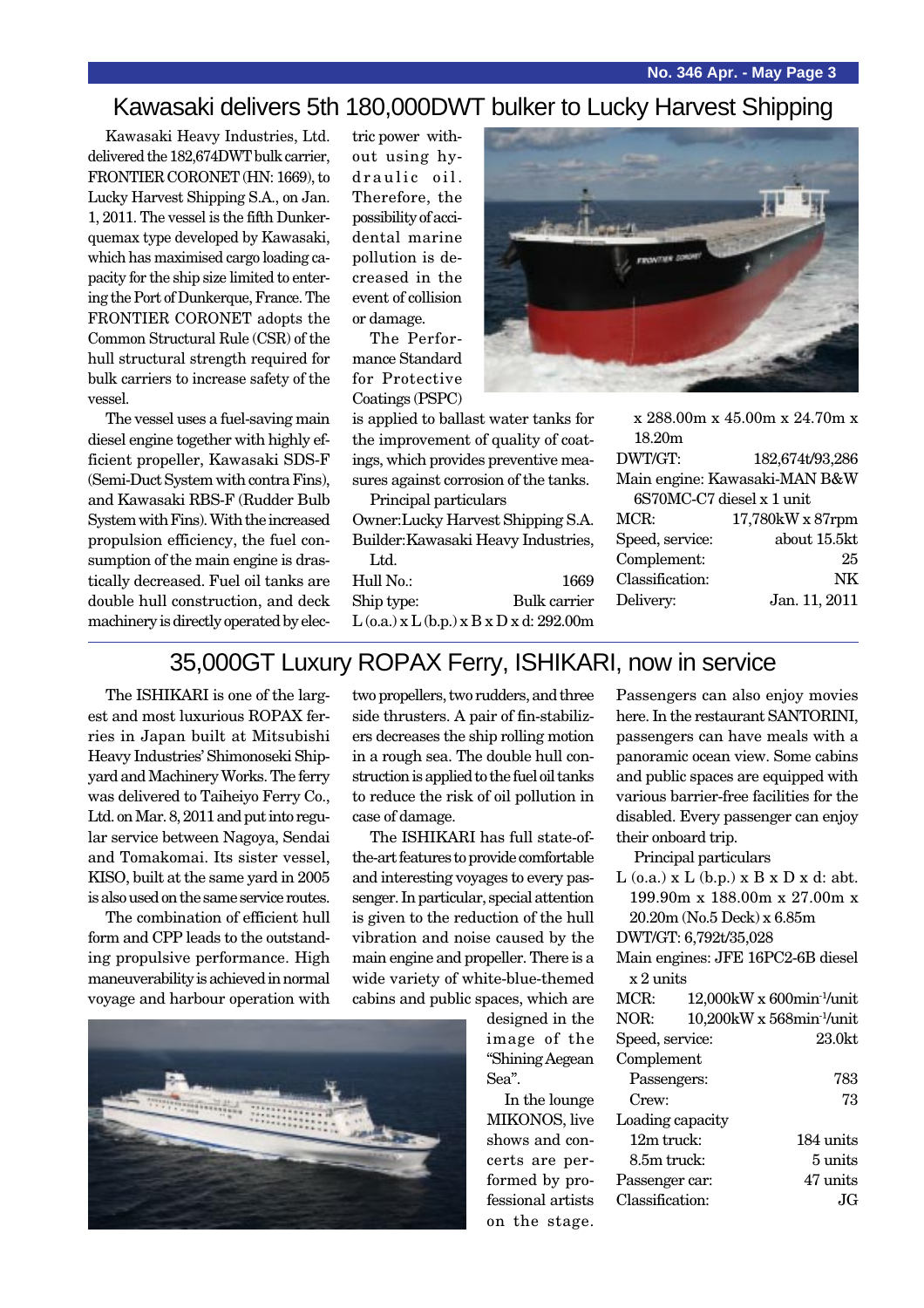## Kawasaki delivers 5th 180,000DWT bulker to Lucky Harvest Shipping

Kawasaki Heavy Industries, Ltd. delivered the 182,674DWT bulk carrier, FRONTIER CORONET (HN: 1669), to Lucky Harvest Shipping S.A., on Jan. 1, 2011. The vessel is the fifth Dunkerquemax type developed by Kawasaki, which has maximised cargo loading capacity for the ship size limited to entering the Port of Dunkerque, France. The FRONTIER CORONET adopts the Common Structural Rule (CSR) of the hull structural strength required for bulk carriers to increase safety of the vessel.

The vessel uses a fuel-saving main diesel engine together with highly efficient propeller, Kawasaki SDS-F (Semi-Duct System with contra Fins), and Kawasaki RBS-F (Rudder Bulb System with Fins). With the increased propulsion efficiency, the fuel consumption of the main engine is drastically decreased. Fuel oil tanks are double hull construction, and deck machinery is directly operated by electric power without using hydraulic oil. Therefore, the possibility of accidental marine pollution is decreased in the event of collision or damage.

The Performance Standard for Protective Coatings (PSPC) is applied to ballast water tanks for the improvement of quality of coatings, which provides preventive measures against corrosion of the tanks.

Principal particulars

Owner:Lucky Harvest Shipping S.A.
Builder:Kawasaki Heavy Industries, Ltd.

| | |
|---|---|
| Hull No.: | 1669 |
| Ship type: | Bulk carrier |

L (o.a.) x L (b.p.) x B x D x d: 292.00m x 288.00m x 45.00m x 24.70m x 18.20m

| | |
|---|---|
| DWT/GT: | 182,674t/93,286 |

Main engine: Kawasaki-MAN B&W 6S70MC-C7 diesel x 1 unit

| | |
|---|---|
| MCR: | 17,780kW x 87rpm |
| Speed, service: | about 15.5kt |
| Complement: | 25 |
| Classification: | NK |
| Delivery: | Jan. 11, 2011 |

## 35,000GT Luxury ROPAX Ferry, ISHIKARI, now in service

The ISHIKARI is one of the largest and most luxurious ROPAX ferries in Japan built at Mitsubishi Heavy Industries' Shimonoseki Shipyard and Machinery Works. The ferry was delivered to Taiheiyo Ferry Co., Ltd. on Mar. 8, 2011 and put into regular service between Nagoya, Sendai and Tomakomai. Its sister vessel, KISO, built at the same yard in 2005 is also used on the same service routes.

The combination of efficient hull form and CPP leads to the outstanding propulsive performance. High maneuverability is achieved in normal voyage and harbour operation with two propellers, two rudders, and three side thrusters. A pair of fin-stabilizers decreases the ship rolling motion in a rough sea. The double hull construction is applied to the fuel oil tanks to reduce the risk of oil pollution in case of damage.

The ISHIKARI has full state-of-the-art features to provide comfortable and interesting voyages to every passenger. In particular, special attention is given to the reduction of the hull vibration and noise caused by the main engine and propeller. There is a wide variety of white-blue-themed cabins and public spaces, which are designed in the image of the "Shining Aegean Sea".

In the lounge MIKONOS, live shows and concerts are performed by professional artists on the stage. Passengers can also enjoy movies here. In the restaurant SANTORINI, passengers can have meals with a panoramic ocean view. Some cabins and public spaces are equipped with various barrier-free facilities for the disabled. Every passenger can enjoy their onboard trip.

Principal particulars

L (o.a.) x L (b.p.) x B x D x d: abt. 199.90m x 188.00m x 27.00m x 20.20m (No.5 Deck) x 6.85m

DWT/GT: 6,792t/35,028

Main engines: JFE 16PC2-6B diesel x 2 units

| | |
|---|---|
| MCR: | 12,000kW x 600min$^{-1}$/unit |
| NOR: | 10,200kW x 568min$^{-1}$/unit |
| Speed, service: | 23.0kt |
| Complement | |
| Passengers: | 783 |
| Crew: | 73 |
| Loading capacity | |
| 12m truck: | 184 units |
| 8.5m truck: | 5 units |
| Passenger car: | 47 units |
| Classification: | JG |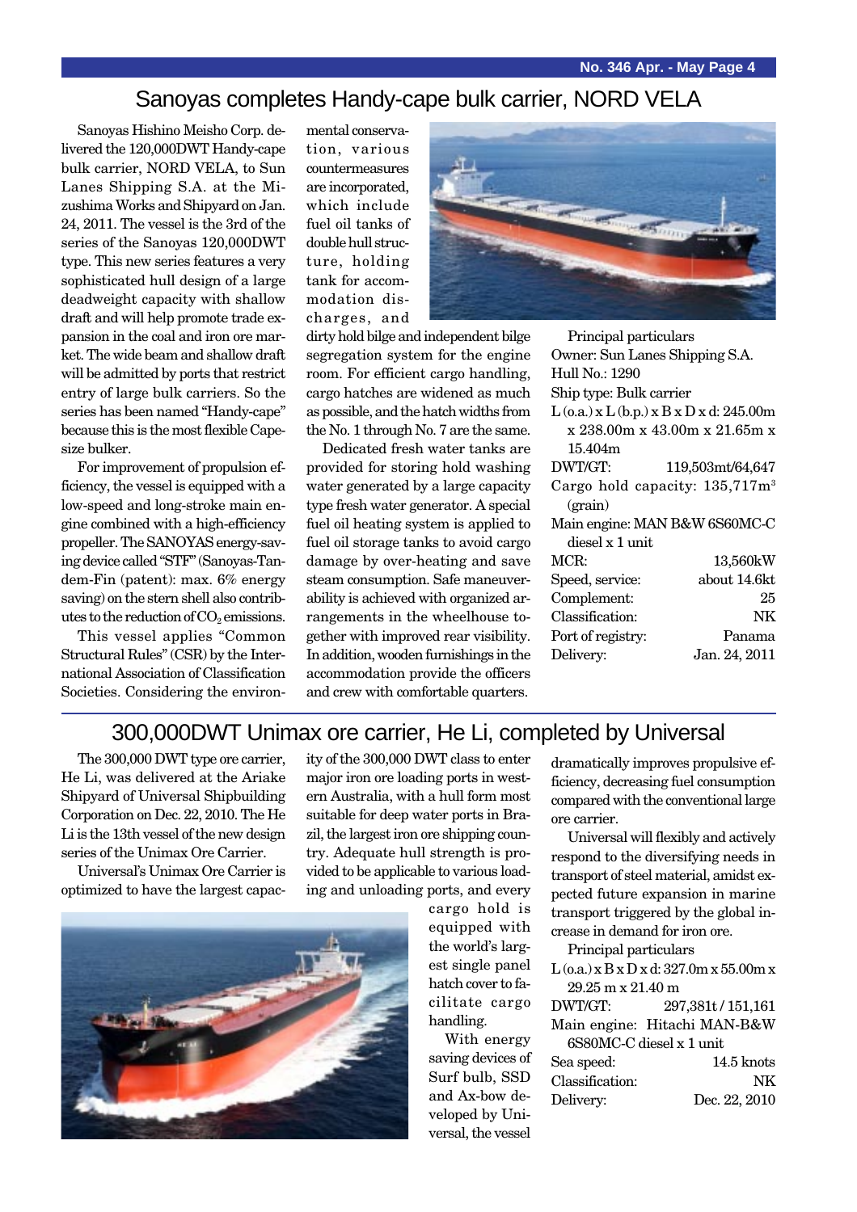## Sanoyas completes Handy-cape bulk carrier, NORD VELA

Sanoyas Hishino Meisho Corp. delivered the 120,000DWT Handy-cape bulk carrier, NORD VELA, to Sun Lanes Shipping S.A. at the Mizushima Works and Shipyard on Jan. 24, 2011. The vessel is the 3rd of the series of the Sanoyas 120,000DWT type. This new series features a very sophisticated hull design of a large deadweight capacity with shallow draft and will help promote trade expansion in the coal and iron ore market. The wide beam and shallow draft will be admitted by ports that restrict entry of large bulk carriers. So the series has been named "Handy-cape" because this is the most flexible Capesize bulker.

For improvement of propulsion efficiency, the vessel is equipped with a low-speed and long-stroke main engine combined with a high-efficiency propeller. The SANOYAS energy-saving device called "STF" (Sanoyas-Tandem-Fin (patent): max. 6% energy saving) on the stern shell also contributes to the reduction of $CO_2$ emissions.

This vessel applies "Common Structural Rules" (CSR) by the International Association of Classification Societies. Considering the environmental conservation, various countermeasures are incorporated, which include fuel oil tanks of double hull structure, holding tank for accommodation discharges, and dirty hold bilge and independent bilge segregation system for the engine room. For efficient cargo handling, cargo hatches are widened as much as possible, and the hatch widths from the No. 1 through No. 7 are the same.

Dedicated fresh water tanks are provided for storing hold washing water generated by a large capacity type fresh water generator. A special fuel oil heating system is applied to fuel oil storage tanks to avoid cargo damage by over-heating and save steam consumption. Safe maneuverability is achieved with organized arrangements in the wheelhouse together with improved rear visibility. In addition, wooden furnishings in the accommodation provide the officers and crew with comfortable quarters.

Principal particulars

Owner: Sun Lanes Shipping S.A.
Hull No.: 1290
Ship type: Bulk carrier
L (o.a.) x L (b.p.) x B x D x d: 245.00m x 238.00m x 43.00m x 21.65m x 15.404m
DWT/GT: 119,503mt/64,647
Cargo hold capacity: 135,717m$^3$ (grain)
Main engine: MAN B&W 6S60MC-C diesel x 1 unit
MCR: 13,560kW
Speed, service: about 14.6kt
Complement: 25
Classification: NK
Port of registry: Panama
Delivery: Jan. 24, 2011

## 300,000DWT Unimax ore carrier, He Li, completed by Universal

The 300,000 DWT type ore carrier, He Li, was delivered at the Ariake Shipyard of Universal Shipbuilding Corporation on Dec. 22, 2010. The He Li is the 13th vessel of the new design series of the Unimax Ore Carrier.

Universal's Unimax Ore Carrier is optimized to have the largest capacity of the 300,000 DWT class to enter major iron ore loading ports in western Australia, with a hull form most suitable for deep water ports in Brazil, the largest iron ore shipping country. Adequate hull strength is provided to be applicable to various loading and unloading ports, and every cargo hold is equipped with the world's largest single panel hatch cover to facilitate cargo handling.

With energy saving devices of Surf bulb, SSD and Ax-bow developed by Universal, the vessel dramatically improves propulsive efficiency, decreasing fuel consumption compared with the conventional large ore carrier.

Universal will flexibly and actively respond to the diversifying needs in transport of steel material, amidst expected future expansion in marine transport triggered by the global increase in demand for iron ore.

Principal particulars

L (o.a.) x B x D x d: 327.0m x 55.00m x 29.25 m x 21.40 m
DWT/GT: 297,381t / 151,161
Main engine: Hitachi MAN-B&W 6S80MC-C diesel x 1 unit
Sea speed: 14.5 knots
Classification: NK
Delivery: Dec. 22, 2010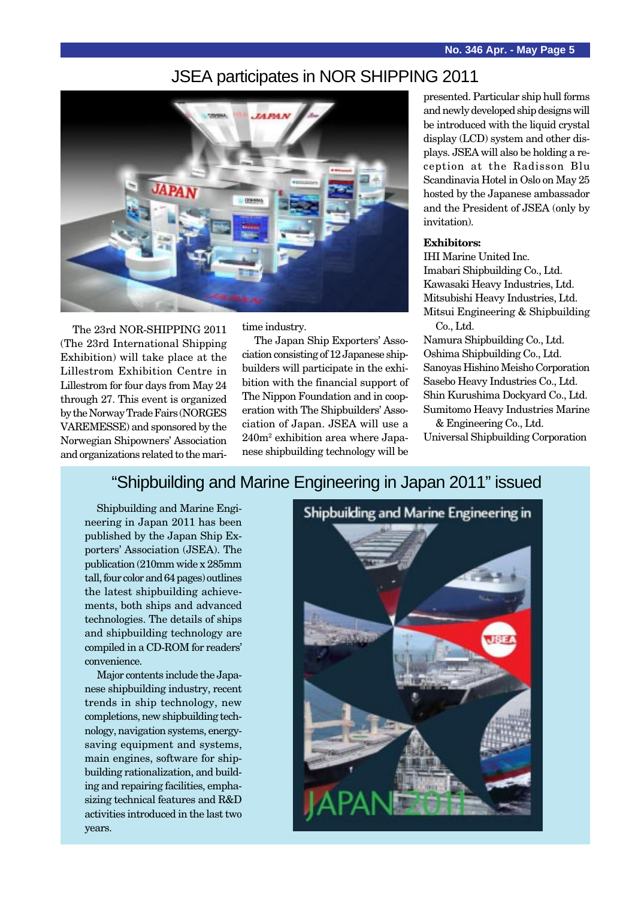# JSEA participates in NOR SHIPPING 2011

The 23rd NOR-SHIPPING 2011 (The 23rd International Shipping Exhibition) will take place at the Lillestrom Exhibition Centre in Lillestrom for four days from May 24 through 27. This event is organized by the Norway Trade Fairs (NORGES VAREMESSE) and sponsored by the Norwegian Shipowners' Association and organizations related to the maritime industry.

The Japan Ship Exporters' Association consisting of 12 Japanese shipbuilders will participate in the exhibition with the financial support of The Nippon Foundation and in cooperation with The Shipbuilders' Association of Japan. JSEA will use a 240m² exhibition area where Japanese shipbuilding technology will be presented. Particular ship hull forms and newly developed ship designs will be introduced with the liquid crystal display (LCD) system and other displays. JSEA will also be holding a reception at the Radisson Blu Scandinavia Hotel in Oslo on May 25 hosted by the Japanese ambassador and the President of JSEA (only by invitation).

**Exhibitors:**

IHI Marine United Inc.
Imabari Shipbuilding Co., Ltd.
Kawasaki Heavy Industries, Ltd.
Mitsubishi Heavy Industries, Ltd.
Mitsui Engineering & Shipbuilding Co., Ltd.
Namura Shipbuilding Co., Ltd.
Oshima Shipbuilding Co., Ltd.
Sanoyas Hishino Meisho Corporation
Sasebo Heavy Industries Co., Ltd.
Shin Kurushima Dockyard Co., Ltd.
Sumitomo Heavy Industries Marine & Engineering Co., Ltd.
Universal Shipbuilding Corporation

# "Shipbuilding and Marine Engineering in Japan 2011" issued

Shipbuilding and Marine Engineering in Japan 2011 has been published by the Japan Ship Exporters' Association (JSEA). The publication (210mm wide x 285mm tall, four color and 64 pages) outlines the latest shipbuilding achievements, both ships and advanced technologies. The details of ships and shipbuilding technology are compiled in a CD-ROM for readers' convenience.

Major contents include the Japanese shipbuilding industry, recent trends in ship technology, new completions, new shipbuilding technology, navigation systems, energy-saving equipment and systems, main engines, software for shipbuilding rationalization, and building and repairing facilities, emphasizing technical features and R&D activities introduced in the last two years.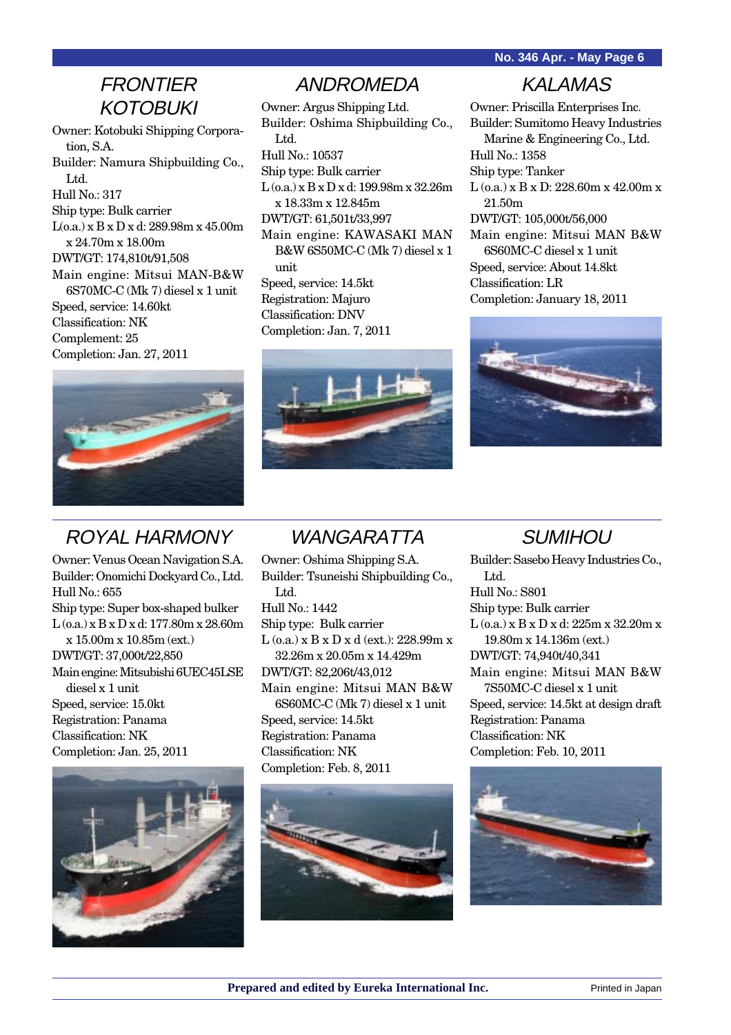## FRONTIER KOTOBUKI

Owner: Kotobuki Shipping Corporation, S.A.
Builder: Namura Shipbuilding Co., Ltd.
Hull No.: 317
Ship type: Bulk carrier
L(o.a.) x B x D x d: 289.98m x 45.00m x 24.70m x 18.00m
DWT/GT: 174,810t/91,508
Main engine: Mitsui MAN-B&W 6S70MC-C (Mk 7) diesel x 1 unit
Speed, service: 14.60kt
Classification: NK
Complement: 25
Completion: Jan. 27, 2011

## ANDROMEDA

Owner: Argus Shipping Ltd.
Builder: Oshima Shipbuilding Co., Ltd.
Hull No.: 10537
Ship type: Bulk carrier
L (o.a.) x B x D x d: 199.98m x 32.26m x 18.33m x 12.845m
DWT/GT: 61,501t/33,997
Main engine: KAWASAKI MAN B&W 6S50MC-C (Mk 7) diesel x 1 unit
Speed, service: 14.5kt
Registration: Majuro
Classification: DNV
Completion: Jan. 7, 2011

## KALAMAS

Owner: Priscilla Enterprises Inc.
Builder: Sumitomo Heavy Industries Marine & Engineering Co., Ltd.
Hull No.: 1358
Ship type: Tanker
L (o.a.) x B x D: 228.60m x 42.00m x 21.50m
DWT/GT: 105,000t/56,000
Main engine: Mitsui MAN B&W 6S60MC-C diesel x 1 unit
Speed, service: About 14.8kt
Classification: LR
Completion: January 18, 2011

## ROYAL HARMONY

Owner: Venus Ocean Navigation S.A.
Builder: Onomichi Dockyard Co., Ltd.
Hull No.: 655
Ship type: Super box-shaped bulker
L (o.a.) x B x D x d: 177.80m x 28.60m x 15.00m x 10.85m (ext.)
DWT/GT: 37,000t/22,850
Main engine: Mitsubishi 6UEC45LSE diesel x 1 unit
Speed, service: 15.0kt
Registration: Panama
Classification: NK
Completion: Jan. 25, 2011

## WANGARATTA

Owner: Oshima Shipping S.A.
Builder: Tsuneishi Shipbuilding Co., Ltd.
Hull No.: 1442
Ship type: Bulk carrier
L (o.a.) x B x D x d (ext.): 228.99m x 32.26m x 20.05m x 14.429m
DWT/GT: 82,206t/43,012
Main engine: Mitsui MAN B&W 6S60MC-C (Mk 7) diesel x 1 unit
Speed, service: 14.5kt
Registration: Panama
Classification: NK
Completion: Feb. 8, 2011

## SUMIHOU

Builder: Sasebo Heavy Industries Co., Ltd.
Hull No.: S801
Ship type: Bulk carrier
L (o.a.) x B x D x d: 225m x 32.20m x 19.80m x 14.136m (ext.)
DWT/GT: 74,940t/40,341
Main engine: Mitsui MAN B&W 7S50MC-C diesel x 1 unit
Speed, service: 14.5kt at design draft
Registration: Panama
Classification: NK
Completion: Feb. 10, 2011

**Prepared and edited by Eureka International Inc.**

Printed in Japan